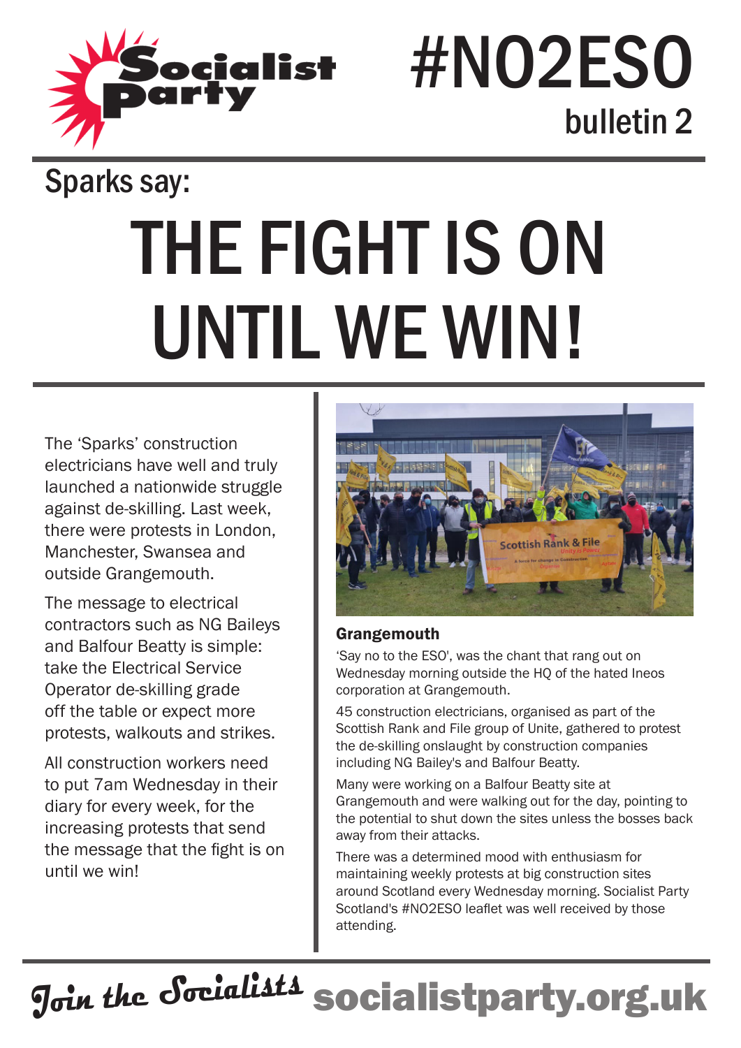Socialist Party

# #NO2ESO

bulletin 2

Sparks say:

# THE FIGHT IS ON UNTIL WE WIN!

The 'Sparks' construction electricians have well and truly launched a nationwide struggle against de-skilling. Last week, there were protests in London, Manchester, Swansea and outside Grangemouth.

The message to electrical contractors such as NG Baileys and Balfour Beatty is simple: take the Electrical Service Operator de-skilling grade off the table or expect more protests, walkouts and strikes.

All construction workers need to put 7am Wednesday in their diary for every week, for the increasing protests that send the message that the fight is on until we win!

### Grangemouth

'Say no to the ESO', was the chant that rang out on Wednesday morning outside the HQ of the hated Ineos corporation at Grangemouth.

45 construction electricians, organised as part of the Scottish Rank and File group of Unite, gathered to protest the de-skilling onslaught by construction companies including NG Bailey's and Balfour Beatty.

Many were working on a Balfour Beatty site at Grangemouth and were walking out for the day, pointing to the potential to shut down the sites unless the bosses back away from their attacks.

There was a determined mood with enthusiasm for maintaining weekly protests at big construction sites around Scotland every Wednesday morning. Socialist Party Scotland's #NO2ESO leaflet was well received by those attending.

*Join the Socialists* **socialistparty.org.uk**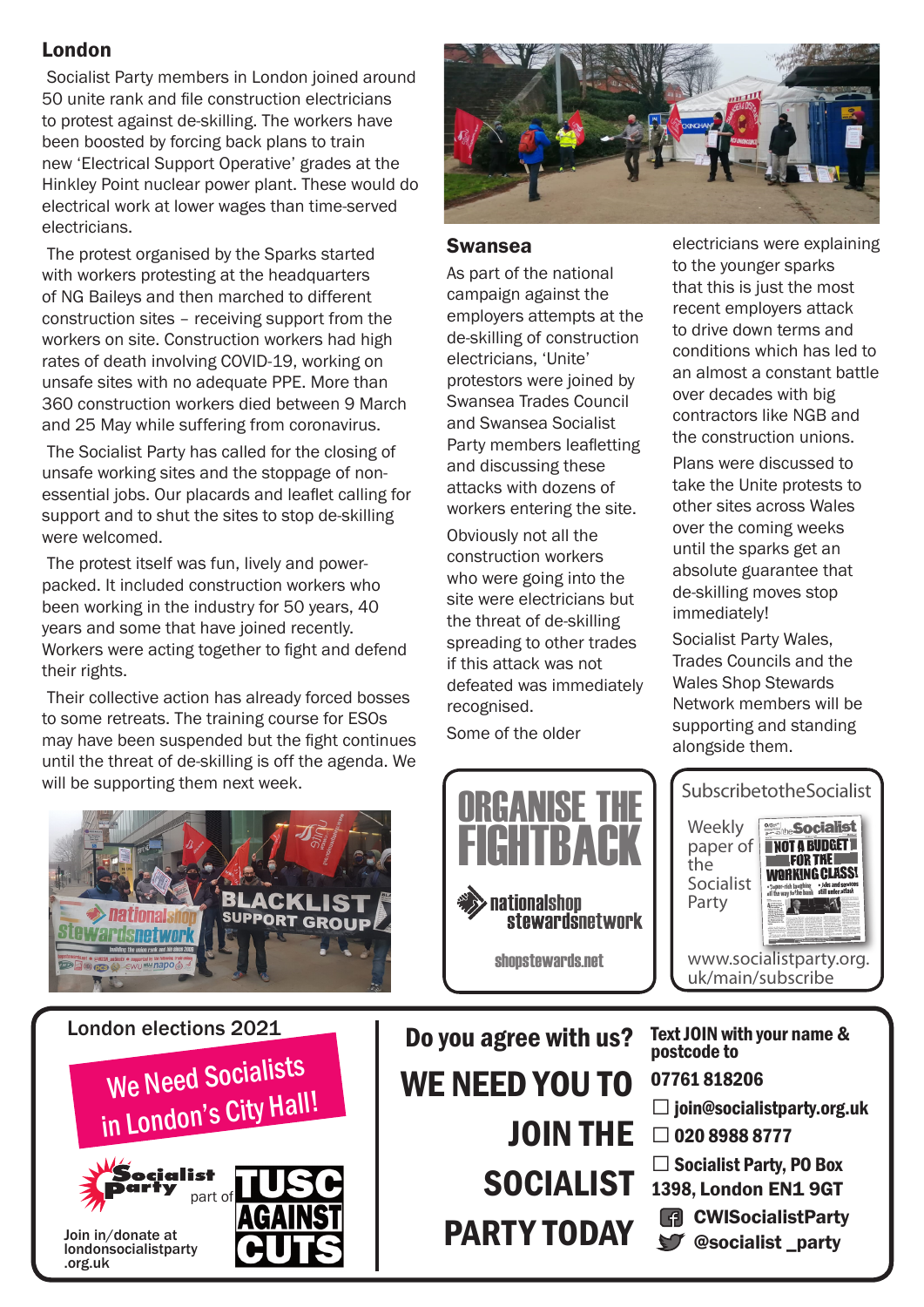## London

Socialist Party members in London joined around 50 unite rank and file construction electricians to protest against de-skilling. The workers have been boosted by forcing back plans to train new 'Electrical Support Operative' grades at the Hinkley Point nuclear power plant. These would do electrical work at lower wages than time-served electricians.

The protest organised by the Sparks started with workers protesting at the headquarters of NG Baileys and then marched to different construction sites – receiving support from the workers on site. Construction workers had high rates of death involving COVID-19, working on unsafe sites with no adequate PPE. More than 360 construction workers died between 9 March and 25 May while suffering from coronavirus.

The Socialist Party has called for the closing of unsafe working sites and the stoppage of non-essential jobs. Our placards and leaflet calling for support and to shut the sites to stop de-skilling were welcomed.

The protest itself was fun, lively and power-packed. It included construction workers who been working in the industry for 50 years, 40 years and some that have joined recently. Workers were acting together to fight and defend their rights.

Their collective action has already forced bosses to some retreats. The training course for ESOs may have been suspended but the fight continues until the threat of de-skilling is off the agenda. We will be supporting them next week.

## Swansea

As part of the national campaign against the employers attempts at the de-skilling of construction electricians, 'Unite' protestors were joined by Swansea Trades Council and Swansea Socialist Party members leafletting and discussing these attacks with dozens of workers entering the site.

Obviously not all the construction workers who were going into the site were electricians but the threat of de-skilling spreading to other trades if this attack was not defeated was immediately recognised.

Some of the older electricians were explaining to the younger sparks that this is just the most recent employers attack to drive down terms and conditions which has led to an almost a constant battle over decades with big contractors like NGB and the construction unions.

Plans were discussed to take the Unite protests to other sites across Wales over the coming weeks until the sparks get an absolute guarantee that de-skilling moves stop immediately!

Socialist Party Wales, Trades Councils and the Wales Shop Stewards Network members will be supporting and standing alongside them.

**ORGANISE THE FIGHTBACK**

national shop stewards network

shopstewards.net

**Subscribe to the Socialist**

Weekly paper of the Socialist Party

www.socialistparty.org.uk/main/subscribe

London elections 2021

We Need Socialists in London's City Hall!

Socialist Party part of TUSC AGAINST CUTS

Join in/donate at londonsocialistparty.org.uk

**Do you agree with us?**

**WE NEED YOU TO JOIN THE SOCIALIST PARTY TODAY**

**Text JOIN with your name & postcode to**

**07761 818206**

- **join@socialistparty.org.uk**
- **020 8988 8777**
- **Socialist Party, PO Box 1398, London EN1 9GT**

**CWISocialistParty**

**@socialist _party**